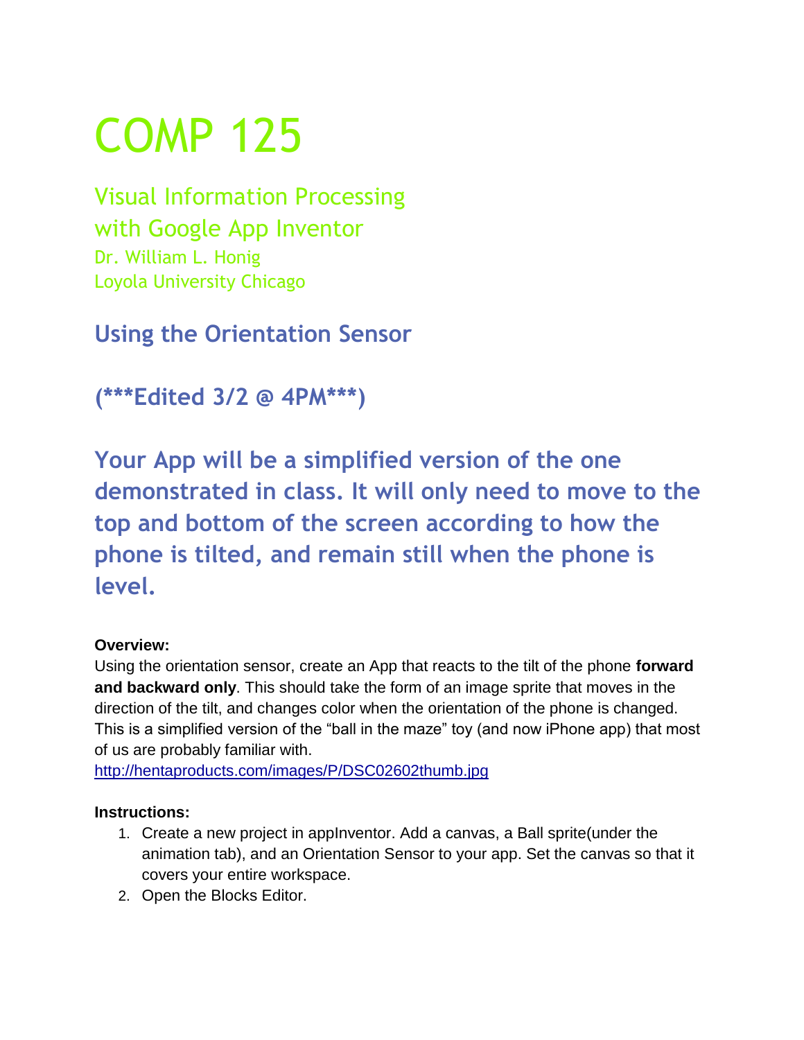# COMP 125

## Visual Information Processing with Google App Inventor

Dr. William L. Honig
Loyola University Chicago

### Using the Orientation Sensor

### (***Edited 3/2 @ 4PM***)

## Your App will be a simplified version of the one demonstrated in class. It will only need to move to the top and bottom of the screen according to how the phone is tilted, and remain still when the phone is level.

**Overview:**
Using the orientation sensor, create an App that reacts to the tilt of the phone **forward and backward only**. This should take the form of an image sprite that moves in the direction of the tilt, and changes color when the orientation of the phone is changed. This is a simplified version of the "ball in the maze" toy (and now iPhone app) that most of us are probably familiar with.
http://hentaproducts.com/images/P/DSC02602thumb.jpg

**Instructions:**

1. Create a new project in appInventor. Add a canvas, a Ball sprite(under the animation tab), and an Orientation Sensor to your app. Set the canvas so that it covers your entire workspace.
2. Open the Blocks Editor.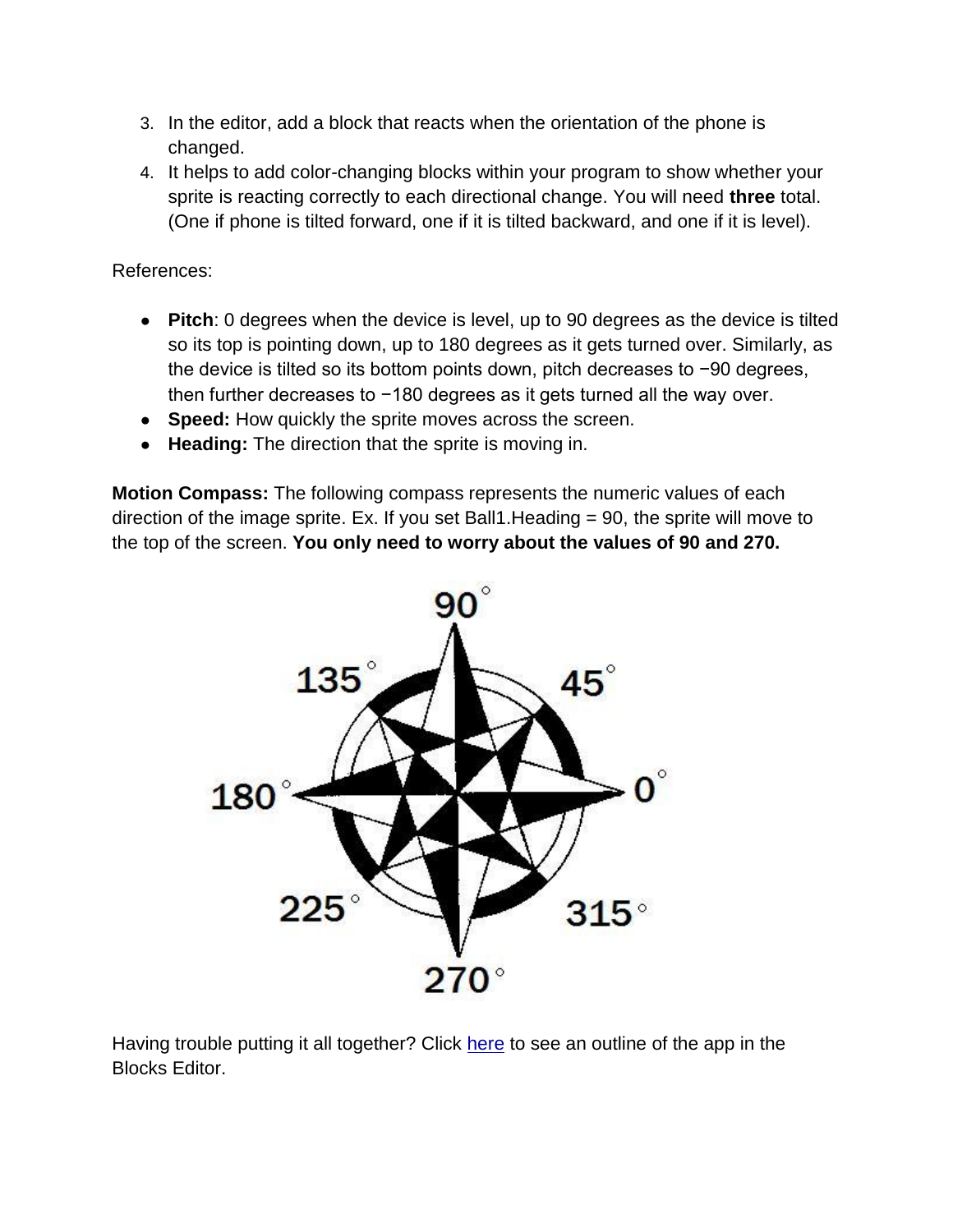3. In the editor, add a block that reacts when the orientation of the phone is changed.
4. It helps to add color-changing blocks within your program to show whether your sprite is reacting correctly to each directional change. You will need **three** total. (One if phone is tilted forward, one if it is tilted backward, and one if it is level).

References:

- **Pitch**: 0 degrees when the device is level, up to 90 degrees as the device is tilted so its top is pointing down, up to 180 degrees as it gets turned over. Similarly, as the device is tilted so its bottom points down, pitch decreases to −90 degrees, then further decreases to −180 degrees as it gets turned all the way over.
- **Speed:** How quickly the sprite moves across the screen.
- **Heading:** The direction that the sprite is moving in.

**Motion Compass:** The following compass represents the numeric values of each direction of the image sprite. Ex. If you set Ball1.Heading = 90, the sprite will move to the top of the screen. **You only need to worry about the values of 90 and 270.**

Having trouble putting it all together? Click [here]() to see an outline of the app in the Blocks Editor.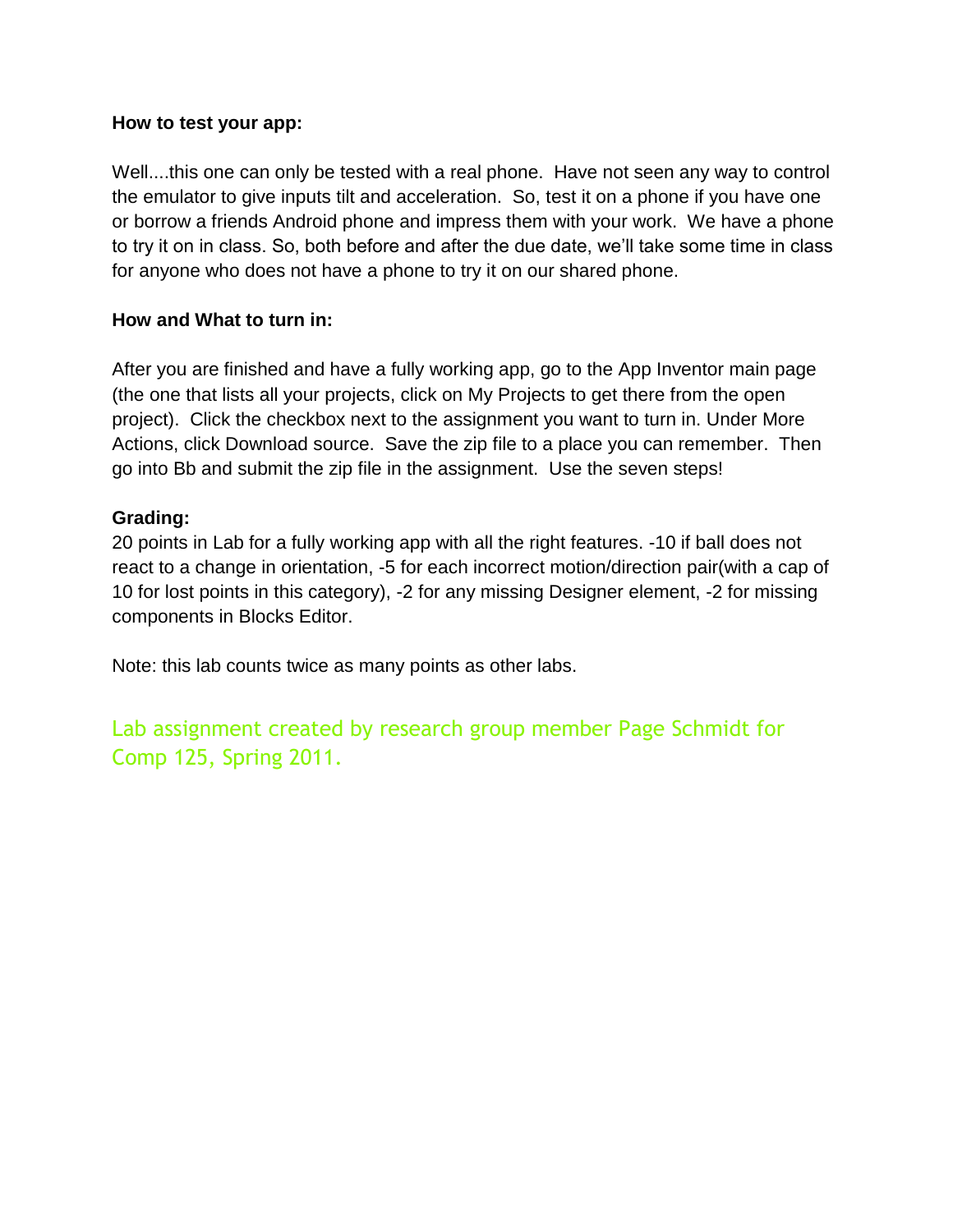**How to test your app:**

Well....this one can only be tested with a real phone. Have not seen any way to control the emulator to give inputs tilt and acceleration. So, test it on a phone if you have one or borrow a friends Android phone and impress them with your work. We have a phone to try it on in class. So, both before and after the due date, we'll take some time in class for anyone who does not have a phone to try it on our shared phone.

**How and What to turn in:**

After you are finished and have a fully working app, go to the App Inventor main page (the one that lists all your projects, click on My Projects to get there from the open project). Click the checkbox next to the assignment you want to turn in. Under More Actions, click Download source. Save the zip file to a place you can remember. Then go into Bb and submit the zip file in the assignment. Use the seven steps!

**Grading:**

20 points in Lab for a fully working app with all the right features. -10 if ball does not react to a change in orientation, -5 for each incorrect motion/direction pair(with a cap of 10 for lost points in this category), -2 for any missing Designer element, -2 for missing components in Blocks Editor.

Note: this lab counts twice as many points as other labs.

Lab assignment created by research group member Page Schmidt for Comp 125, Spring 2011.